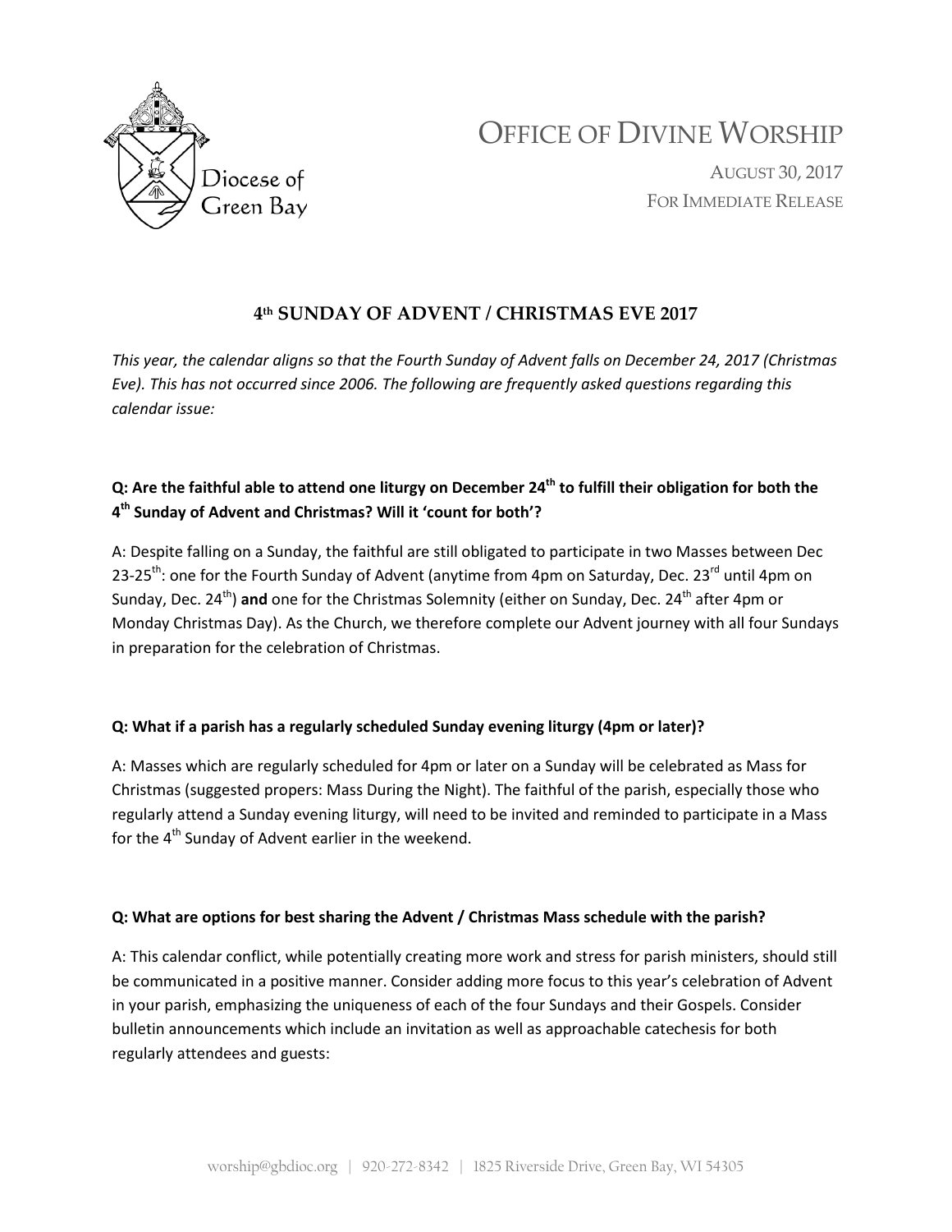Diocese of Green Bay

# OFFICE OF DIVINE WORSHIP

AUGUST 30, 2017
FOR IMMEDIATE RELEASE

## 4th SUNDAY OF ADVENT / CHRISTMAS EVE 2017

*This year, the calendar aligns so that the Fourth Sunday of Advent falls on December 24, 2017 (Christmas Eve). This has not occurred since 2006. The following are frequently asked questions regarding this calendar issue:*

**Q: Are the faithful able to attend one liturgy on December 24th to fulfill their obligation for both the 4th Sunday of Advent and Christmas? Will it 'count for both'?**

A: Despite falling on a Sunday, the faithful are still obligated to participate in two Masses between Dec 23-25th: one for the Fourth Sunday of Advent (anytime from 4pm on Saturday, Dec. 23rd until 4pm on Sunday, Dec. 24th) **and** one for the Christmas Solemnity (either on Sunday, Dec. 24th after 4pm or Monday Christmas Day). As the Church, we therefore complete our Advent journey with all four Sundays in preparation for the celebration of Christmas.

**Q: What if a parish has a regularly scheduled Sunday evening liturgy (4pm or later)?**

A: Masses which are regularly scheduled for 4pm or later on a Sunday will be celebrated as Mass for Christmas (suggested propers: Mass During the Night). The faithful of the parish, especially those who regularly attend a Sunday evening liturgy, will need to be invited and reminded to participate in a Mass for the 4th Sunday of Advent earlier in the weekend.

**Q: What are options for best sharing the Advent / Christmas Mass schedule with the parish?**

A: This calendar conflict, while potentially creating more work and stress for parish ministers, should still be communicated in a positive manner. Consider adding more focus to this year's celebration of Advent in your parish, emphasizing the uniqueness of each of the four Sundays and their Gospels. Consider bulletin announcements which include an invitation as well as approachable catechesis for both regularly attendees and guests: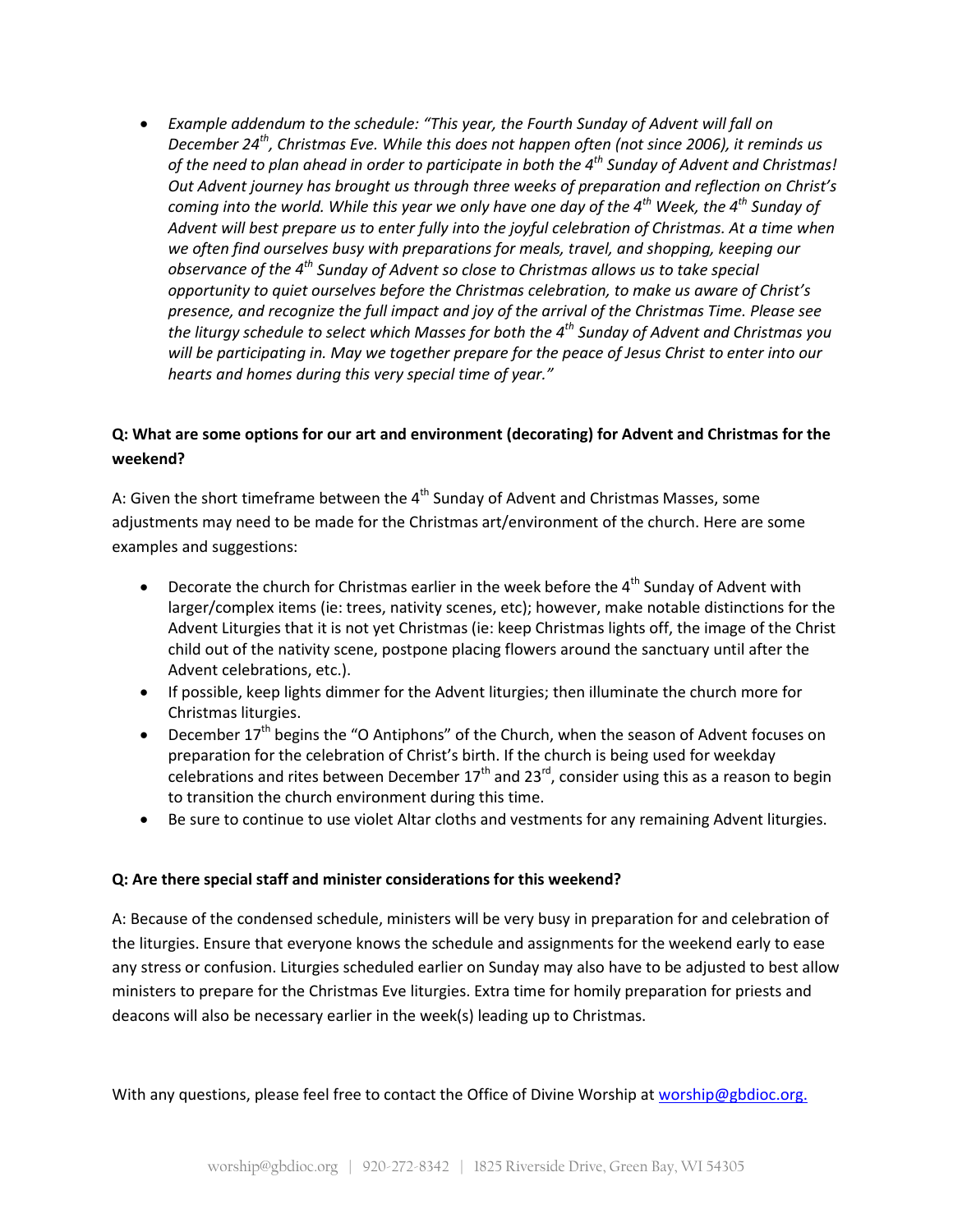- *Example addendum to the schedule: "This year, the Fourth Sunday of Advent will fall on December 24th, Christmas Eve. While this does not happen often (not since 2006), it reminds us of the need to plan ahead in order to participate in both the 4th Sunday of Advent and Christmas! Out Advent journey has brought us through three weeks of preparation and reflection on Christ's coming into the world. While this year we only have one day of the 4th Week, the 4th Sunday of Advent will best prepare us to enter fully into the joyful celebration of Christmas. At a time when we often find ourselves busy with preparations for meals, travel, and shopping, keeping our observance of the 4th Sunday of Advent so close to Christmas allows us to take special opportunity to quiet ourselves before the Christmas celebration, to make us aware of Christ's presence, and recognize the full impact and joy of the arrival of the Christmas Time. Please see the liturgy schedule to select which Masses for both the 4th Sunday of Advent and Christmas you will be participating in. May we together prepare for the peace of Jesus Christ to enter into our hearts and homes during this very special time of year."*

**Q: What are some options for our art and environment (decorating) for Advent and Christmas for the weekend?**

A: Given the short timeframe between the 4th Sunday of Advent and Christmas Masses, some adjustments may need to be made for the Christmas art/environment of the church. Here are some examples and suggestions:

- Decorate the church for Christmas earlier in the week before the 4th Sunday of Advent with larger/complex items (ie: trees, nativity scenes, etc); however, make notable distinctions for the Advent Liturgies that it is not yet Christmas (ie: keep Christmas lights off, the image of the Christ child out of the nativity scene, postpone placing flowers around the sanctuary until after the Advent celebrations, etc.).
- If possible, keep lights dimmer for the Advent liturgies; then illuminate the church more for Christmas liturgies.
- December 17th begins the "O Antiphons" of the Church, when the season of Advent focuses on preparation for the celebration of Christ's birth. If the church is being used for weekday celebrations and rites between December 17th and 23rd, consider using this as a reason to begin to transition the church environment during this time.
- Be sure to continue to use violet Altar cloths and vestments for any remaining Advent liturgies.

**Q: Are there special staff and minister considerations for this weekend?**

A: Because of the condensed schedule, ministers will be very busy in preparation for and celebration of the liturgies. Ensure that everyone knows the schedule and assignments for the weekend early to ease any stress or confusion. Liturgies scheduled earlier on Sunday may also have to be adjusted to best allow ministers to prepare for the Christmas Eve liturgies. Extra time for homily preparation for priests and deacons will also be necessary earlier in the week(s) leading up to Christmas.

With any questions, please feel free to contact the Office of Divine Worship at worship@gbdioc.org.